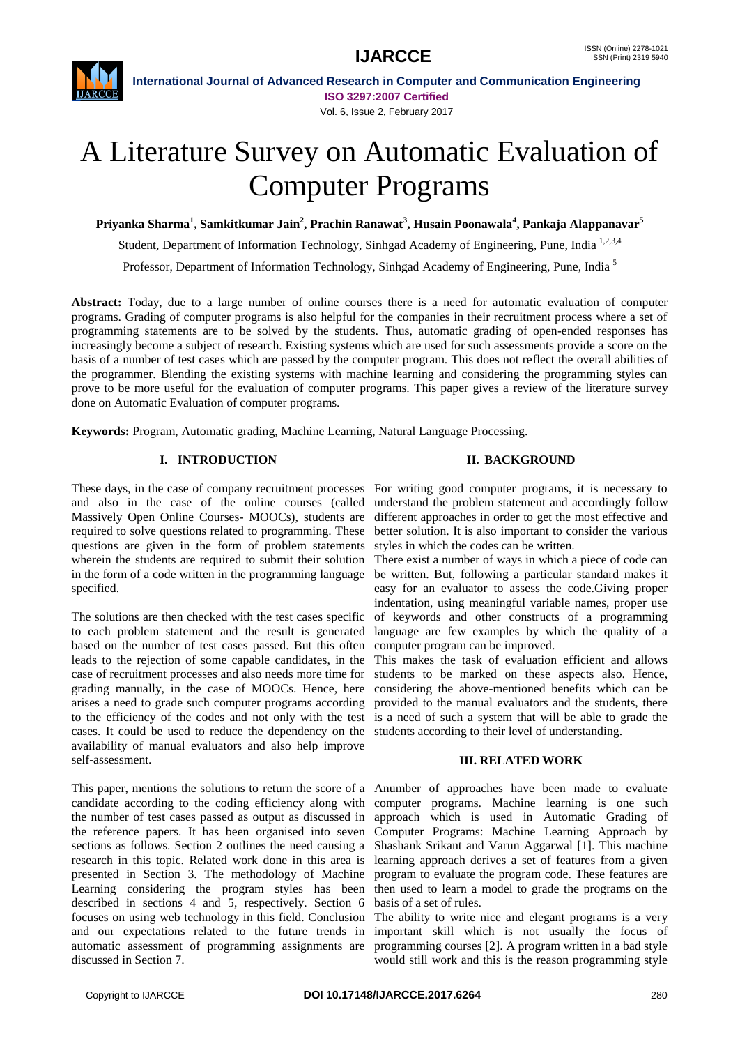# A Literature Survey on Automatic Evaluation of Computer Programs

**Priyanka Sharma[1], Samkitkumar Jain[2], Prachin Ranawat[3], Husain Poonawala[4], Pankaja Alappanavar[5]**

Student, Department of Information Technology, Sinhgad Academy of Engineering, Pune, India [1,2,3,4]

Professor, Department of Information Technology, Sinhgad Academy of Engineering, Pune, India [5]

**Abstract:** Today, due to a large number of online courses there is a need for automatic evaluation of computer programs. Grading of computer programs is also helpful for the companies in their recruitment process where a set of programming statements are to be solved by the students. Thus, automatic grading of open-ended responses has increasingly become a subject of research. Existing systems which are used for such assessments provide a score on the basis of a number of test cases which are passed by the computer program. This does not reflect the overall abilities of the programmer. Blending the existing systems with machine learning and considering the programming styles can prove to be more useful for the evaluation of computer programs. This paper gives a review of the literature survey done on Automatic Evaluation of computer programs.

**Keywords:** Program, Automatic grading, Machine Learning, Natural Language Processing.

## I. INTRODUCTION

These days, in the case of company recruitment processes and also in the case of the online courses (called Massively Open Online Courses- MOOCs), students are required to solve questions related to programming. These questions are given in the form of problem statements wherein the students are required to submit their solution in the form of a code written in the programming language specified.

The solutions are then checked with the test cases specific to each problem statement and the result is generated based on the number of test cases passed. But this often leads to the rejection of some capable candidates, in the case of recruitment processes and also needs more time for grading manually, in the case of MOOCs. Hence, here arises a need to grade such computer programs according to the efficiency of the codes and not only with the test cases. It could be used to reduce the dependency on the availability of manual evaluators and also help improve self-assessment.

This paper, mentions the solutions to return the score of a candidate according to the coding efficiency along with the number of test cases passed as output as discussed in the reference papers. It has been organised into seven sections as follows. Section 2 outlines the need causing a research in this topic. Related work done in this area is presented in Section 3. The methodology of Machine Learning considering the program styles has been described in sections 4 and 5, respectively. Section 6 focuses on using web technology in this field. Conclusion and our expectations related to the future trends in automatic assessment of programming assignments are discussed in Section 7.

## II. BACKGROUND

For writing good computer programs, it is necessary to understand the problem statement and accordingly follow different approaches in order to get the most effective and better solution. It is also important to consider the various styles in which the codes can be written.

There exist a number of ways in which a piece of code can be written. But, following a particular standard makes it easy for an evaluator to assess the code.Giving proper indentation, using meaningful variable names, proper use of keywords and other constructs of a programming language are few examples by which the quality of a computer program can be improved.

This makes the task of evaluation efficient and allows students to be marked on these aspects also. Hence, considering the above-mentioned benefits which can be provided to the manual evaluators and the students, there is a need of such a system that will be able to grade the students according to their level of understanding.

## III. RELATED WORK

Anumber of approaches have been made to evaluate computer programs. Machine learning is one such approach which is used in Automatic Grading of Computer Programs: Machine Learning Approach by Shashank Srikant and Varun Aggarwal [1]. This machine learning approach derives a set of features from a given program to evaluate the program code. These features are then used to learn a model to grade the programs on the basis of a set of rules.

The ability to write nice and elegant programs is a very important skill which is not usually the focus of programming courses [2]. A program written in a bad style would still work and this is the reason programming style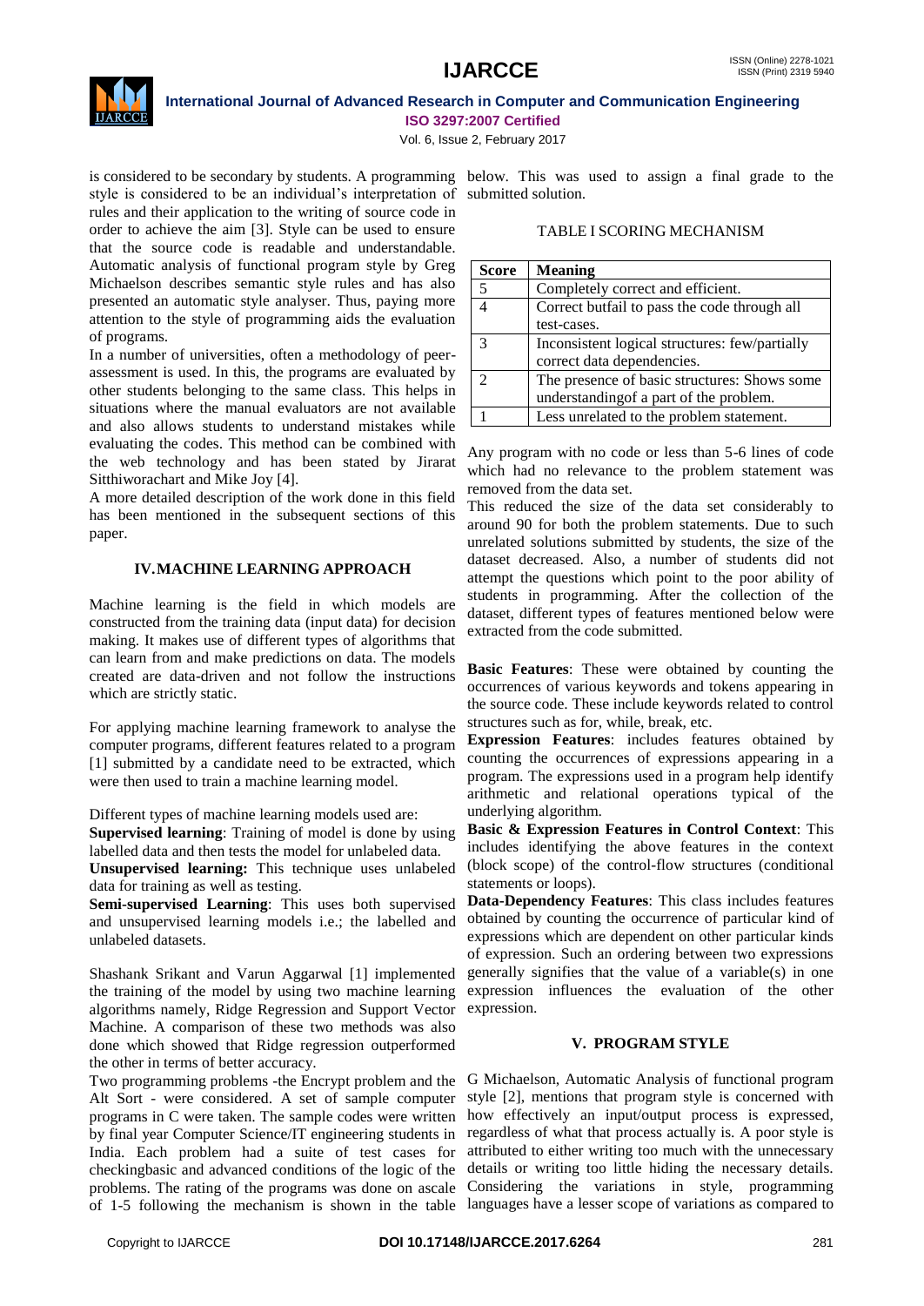is considered to be secondary by students. A programming style is considered to be an individual's interpretation of rules and their application to the writing of source code in order to achieve the aim [3]. Style can be used to ensure that the source code is readable and understandable. Automatic analysis of functional program style by Greg Michaelson describes semantic style rules and has also presented an automatic style analyser. Thus, paying more attention to the style of programming aids the evaluation of programs.

In a number of universities, often a methodology of peer-assessment is used. In this, the programs are evaluated by other students belonging to the same class. This helps in situations where the manual evaluators are not available and also allows students to understand mistakes while evaluating the codes. This method can be combined with the web technology and has been stated by Jirarat Sitthiworachart and Mike Joy [4].

A more detailed description of the work done in this field has been mentioned in the subsequent sections of this paper.

## IV. MACHINE LEARNING APPROACH

Machine learning is the field in which models are constructed from the training data (input data) for decision making. It makes use of different types of algorithms that can learn from and make predictions on data. The models created are data-driven and not follow the instructions which are strictly static.

For applying machine learning framework to analyse the computer programs, different features related to a program [1] submitted by a candidate need to be extracted, which were then used to train a machine learning model.

Different types of machine learning models used are:

**Supervised learning**: Training of model is done by using labelled data and then tests the model for unlabeled data.

**Unsupervised learning:** This technique uses unlabeled data for training as well as testing.

**Semi-supervised Learning**: This uses both supervised and unsupervised learning models i.e.; the labelled and unlabeled datasets.

Shashank Srikant and Varun Aggarwal [1] implemented the training of the model by using two machine learning algorithms namely, Ridge Regression and Support Vector Machine. A comparison of these two methods was also done which showed that Ridge regression outperformed the other in terms of better accuracy.

Two programming problems -the Encrypt problem and the Alt Sort - were considered. A set of sample computer programs in C were taken. The sample codes were written by final year Computer Science/IT engineering students in India. Each problem had a suite of test cases for checkingbasic and advanced conditions of the logic of the problems. The rating of the programs was done on ascale of 1-5 following the mechanism is shown in the table below. This was used to assign a final grade to the submitted solution.

TABLE I SCORING MECHANISM

| Score | Meaning |
|---|---|
| 5 | Completely correct and efficient. |
| 4 | Correct butfail to pass the code through all test-cases. |
| 3 | Inconsistent logical structures: few/partially correct data dependencies. |
| 2 | The presence of basic structures: Shows some understandingof a part of the problem. |
| 1 | Less unrelated to the problem statement. |

Any program with no code or less than 5-6 lines of code which had no relevance to the problem statement was removed from the data set.

This reduced the size of the data set considerably to around 90 for both the problem statements. Due to such unrelated solutions submitted by students, the size of the dataset decreased. Also, a number of students did not attempt the questions which point to the poor ability of students in programming. After the collection of the dataset, different types of features mentioned below were extracted from the code submitted.

**Basic Features**: These were obtained by counting the occurrences of various keywords and tokens appearing in the source code. These include keywords related to control structures such as for, while, break, etc.

**Expression Features**: includes features obtained by counting the occurrences of expressions appearing in a program. The expressions used in a program help identify arithmetic and relational operations typical of the underlying algorithm.

**Basic & Expression Features in Control Context**: This includes identifying the above features in the context (block scope) of the control-flow structures (conditional statements or loops).

**Data-Dependency Features**: This class includes features obtained by counting the occurrence of particular kind of expressions which are dependent on other particular kinds of expression. Such an ordering between two expressions generally signifies that the value of a variable(s) in one expression influences the evaluation of the other expression.

## V. PROGRAM STYLE

G Michaelson, Automatic Analysis of functional program style [2], mentions that program style is concerned with how effectively an input/output process is expressed, regardless of what that process actually is. A poor style is attributed to either writing too much with the unnecessary details or writing too little hiding the necessary details. Considering the variations in style, programming languages have a lesser scope of variations as compared to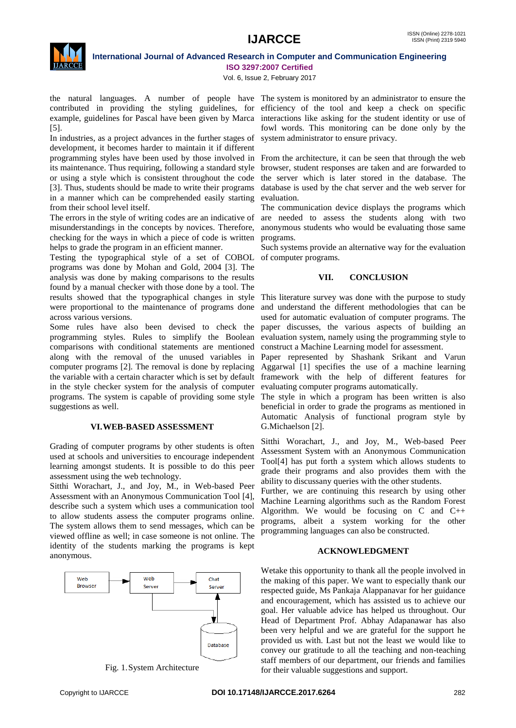the natural languages. A number of people have contributed in providing the styling guidelines, for example, guidelines for Pascal have been given by Marca [5].

In industries, as a project advances in the further stages of development, it becomes harder to maintain it if different programming styles have been used by those involved in its maintenance. Thus requiring, following a standard style or using a style which is consistent throughout the code [3]. Thus, students should be made to write their programs in a manner which can be comprehended easily starting from their school level itself.

The errors in the style of writing codes are an indicative of misunderstandings in the concepts by novices. Therefore, checking for the ways in which a piece of code is written helps to grade the program in an efficient manner.

Testing the typographical style of a set of COBOL programs was done by Mohan and Gold, 2004 [3]. The analysis was done by making comparisons to the results found by a manual checker with those done by a tool. The results showed that the typographical changes in style were proportional to the maintenance of programs done across various versions.

Some rules have also been devised to check the programming styles. Rules to simplify the Boolean comparisons with conditional statements are mentioned along with the removal of the unused variables in computer programs [2]. The removal is done by replacing the variable with a certain character which is set by default in the style checker system for the analysis of computer programs. The system is capable of providing some style suggestions as well.

## VI. WEB-BASED ASSESSMENT

Grading of computer programs by other students is often used at schools and universities to encourage independent learning amongst students. It is possible to do this peer assessment using the web technology.

Sitthi Worachart, J., and Joy, M., in Web-based Peer Assessment with an Anonymous Communication Tool [4], describe such a system which uses a communication tool to allow students assess the computer programs online. The system allows them to send messages, which can be viewed offline as well; in case someone is not online. The identity of the students marking the programs is kept anonymous.

Web Browser → Web Server → Chat Server; Web Server → Database; Chat Server ↔ Database

Fig. 1. System Architecture

The system is monitored by an administrator to ensure the efficiency of the tool and keep a check on specific interactions like asking for the student identity or use of fowl words. This monitoring can be done only by the system administrator to ensure privacy.

From the architecture, it can be seen that through the web browser, student responses are taken and are forwarded to the server which is later stored in the database. The database is used by the chat server and the web server for evaluation.

The communication device displays the programs which are needed to assess the students along with two anonymous students who would be evaluating those same programs.

Such systems provide an alternative way for the evaluation of computer programs.

## VII. CONCLUSION

This literature survey was done with the purpose to study and understand the different methodologies that can be used for automatic evaluation of computer programs. The paper discusses, the various aspects of building an evaluation system, namely using the programming style to construct a Machine Learning model for assessment.

Paper represented by Shashank Srikant and Varun Aggarwal [1] specifies the use of a machine learning framework with the help of different features for evaluating computer programs automatically.

The style in which a program has been written is also beneficial in order to grade the programs as mentioned in Automatic Analysis of functional program style by G.Michaelson [2].

Sitthi Worachart, J., and Joy, M., Web-based Peer Assessment System with an Anonymous Communication Tool[4] has put forth a system which allows students to grade their programs and also provides them with the ability to discussany queries with the other students.

Further, we are continuing this research by using other Machine Learning algorithms such as the Random Forest Algorithm. We would be focusing on C and C++ programs, albeit a system working for the other programming languages can also be constructed.

## ACKNOWLEDGMENT

Wetake this opportunity to thank all the people involved in the making of this paper. We want to especially thank our respected guide, Ms Pankaja Alappanavar for her guidance and encouragement, which has assisted us to achieve our goal. Her valuable advice has helped us throughout. Our Head of Department Prof. Abhay Adapanawar has also been very helpful and we are grateful for the support he provided us with. Last but not the least we would like to convey our gratitude to all the teaching and non-teaching staff members of our department, our friends and families for their valuable suggestions and support.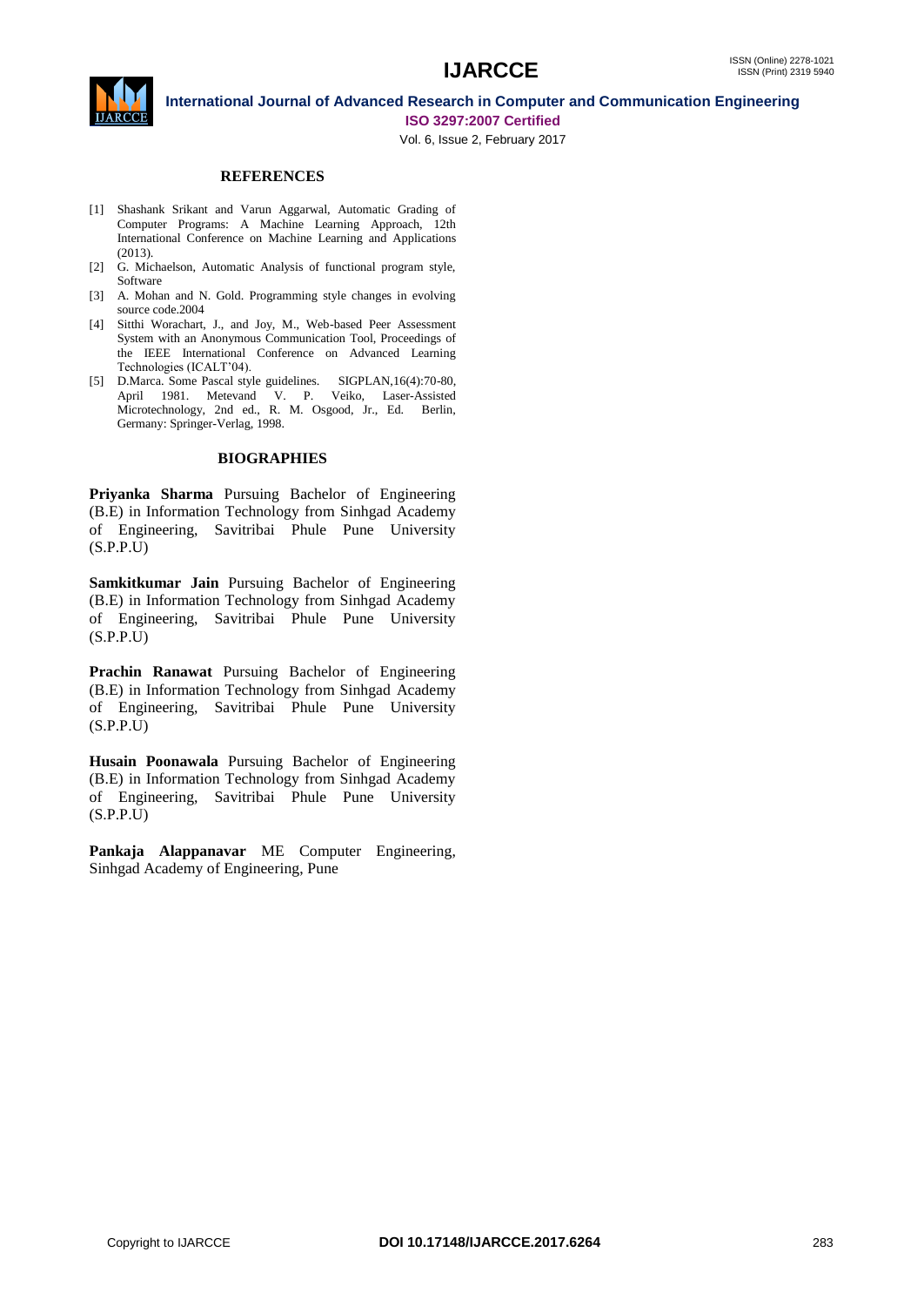## REFERENCES

[1] Shashank Srikant and Varun Aggarwal, Automatic Grading of Computer Programs: A Machine Learning Approach, 12th International Conference on Machine Learning and Applications (2013).

[2] G. Michaelson, Automatic Analysis of functional program style, Software

[3] A. Mohan and N. Gold. Programming style changes in evolving source code.2004

[4] Sitthi Worachart, J., and Joy, M., Web-based Peer Assessment System with an Anonymous Communication Tool, Proceedings of the IEEE International Conference on Advanced Learning Technologies (ICALT'04).

[5] D.Marca. Some Pascal style guidelines. SIGPLAN,16(4):70-80, April 1981. Metevand V. P. Veiko, Laser-Assisted Microtechnology, 2nd ed., R. M. Osgood, Jr., Ed. Berlin, Germany: Springer-Verlag, 1998.

## BIOGRAPHIES

**Priyanka Sharma** Pursuing Bachelor of Engineering (B.E) in Information Technology from Sinhgad Academy of Engineering, Savitribai Phule Pune University (S.P.P.U)

**Samkitkumar Jain** Pursuing Bachelor of Engineering (B.E) in Information Technology from Sinhgad Academy of Engineering, Savitribai Phule Pune University (S.P.P.U)

**Prachin Ranawat** Pursuing Bachelor of Engineering (B.E) in Information Technology from Sinhgad Academy of Engineering, Savitribai Phule Pune University (S.P.P.U)

**Husain Poonawala** Pursuing Bachelor of Engineering (B.E) in Information Technology from Sinhgad Academy of Engineering, Savitribai Phule Pune University (S.P.P.U)

**Pankaja Alappanavar** ME Computer Engineering, Sinhgad Academy of Engineering, Pune